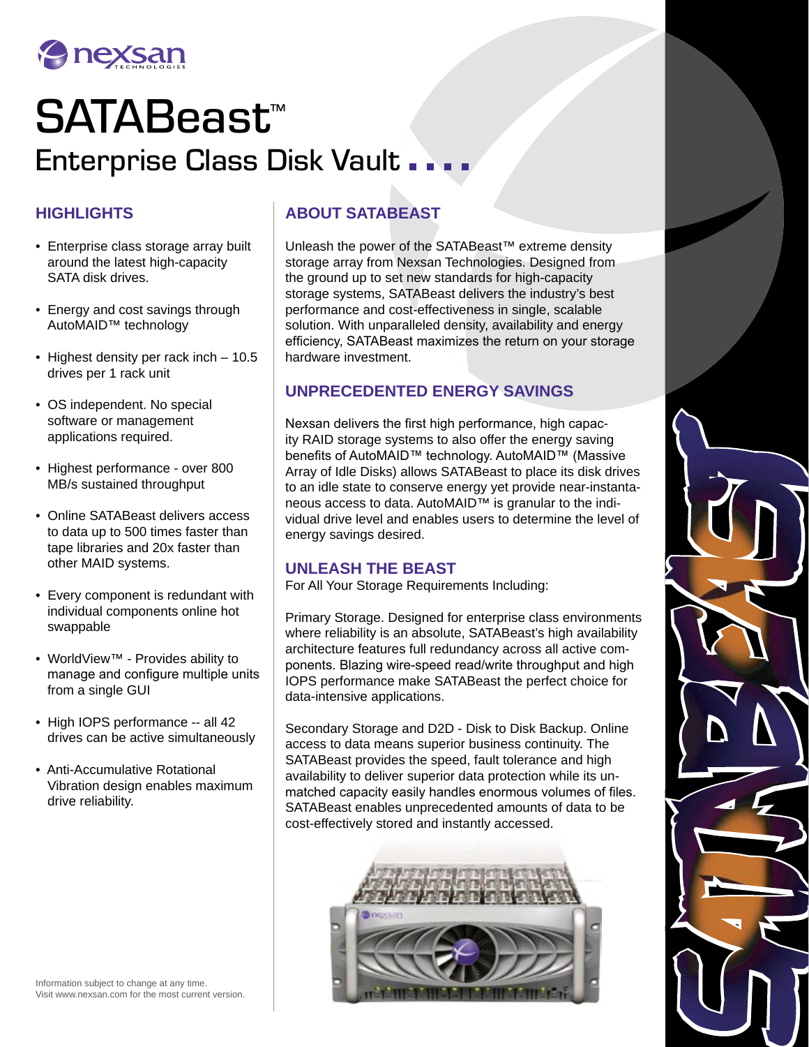# SATABeast™

## Enterprise Class Disk Vault

### HIGHLIGHTS

- Enterprise class storage array built around the latest high-capacity SATA disk drives.
- Energy and cost savings through AutoMAID™ technology
- Highest density per rack inch – 10.5 drives per 1 rack unit
- OS independent. No special software or management applications required.
- Highest performance - over 800 MB/s sustained throughput
- Online SATABeast delivers access to data up to 500 times faster than tape libraries and 20x faster than other MAID systems.
- Every component is redundant with individual components online hot swappable
- WorldView™ - Provides ability to manage and configure multiple units from a single GUI
- High IOPS performance -- all 42 drives can be active simultaneously
- Anti-Accumulative Rotational Vibration design enables maximum drive reliability.

Information subject to change at any time.
Visit www.nexsan.com for the most current version.

### ABOUT SATABEAST

Unleash the power of the SATABeast™ extreme density storage array from Nexsan Technologies. Designed from the ground up to set new standards for high-capacity storage systems, SATABeast delivers the industry's best performance and cost-effectiveness in single, scalable solution. With unparalleled density, availability and energy efficiency, SATABeast maximizes the return on your storage hardware investment.

### UNPRECEDENTED ENERGY SAVINGS

Nexsan delivers the first high performance, high capacity RAID storage systems to also offer the energy saving benefits of AutoMAID™ technology. AutoMAID™ (Massive Array of Idle Disks) allows SATABeast to place its disk drives to an idle state to conserve energy yet provide near-instantaneous access to data. AutoMAID™ is granular to the individual drive level and enables users to determine the level of energy savings desired.

### UNLEASH THE BEAST

For All Your Storage Requirements Including:

Primary Storage. Designed for enterprise class environments where reliability is an absolute, SATABeast's high availability architecture features full redundancy across all active components. Blazing wire-speed read/write throughput and high IOPS performance make SATABeast the perfect choice for data-intensive applications.

Secondary Storage and D2D - Disk to Disk Backup. Online access to data means superior business continuity. The SATABeast provides the speed, fault tolerance and high availability to deliver superior data protection while its unmatched capacity easily handles enormous volumes of files. SATABeast enables unprecedented amounts of data to be cost-effectively stored and instantly accessed.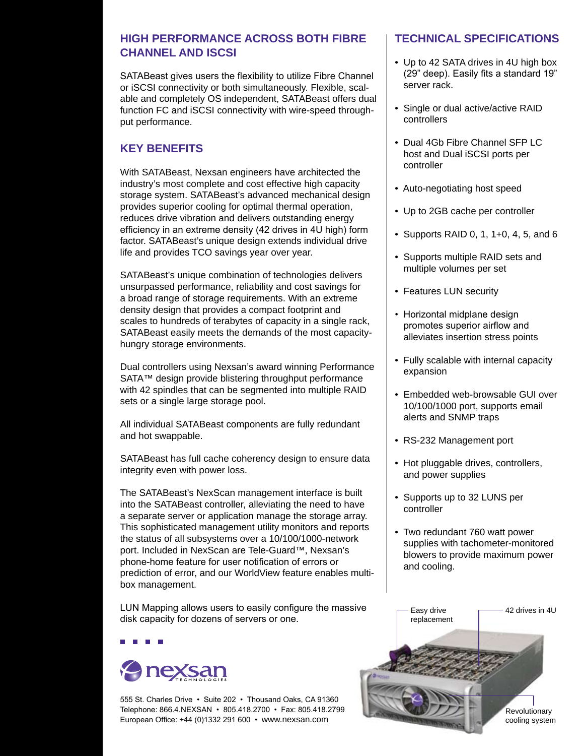## HIGH PERFORMANCE ACROSS BOTH FIBRE CHANNEL AND ISCSI

SATABeast gives users the flexibility to utilize Fibre Channel or iSCSI connectivity or both simultaneously. Flexible, scalable and completely OS independent, SATABeast offers dual function FC and iSCSI connectivity with wire-speed throughput performance.

## KEY BENEFITS

With SATABeast, Nexsan engineers have architected the industry's most complete and cost effective high capacity storage system. SATABeast's advanced mechanical design provides superior cooling for optimal thermal operation, reduces drive vibration and delivers outstanding energy efficiency in an extreme density (42 drives in 4U high) form factor. SATABeast's unique design extends individual drive life and provides TCO savings year over year.

SATABeast's unique combination of technologies delivers unsurpassed performance, reliability and cost savings for a broad range of storage requirements. With an extreme density design that provides a compact footprint and scales to hundreds of terabytes of capacity in a single rack, SATABeast easily meets the demands of the most capacity-hungry storage environments.

Dual controllers using Nexsan's award winning Performance SATA™ design provide blistering throughput performance with 42 spindles that can be segmented into multiple RAID sets or a single large storage pool.

All individual SATABeast components are fully redundant and hot swappable.

SATABeast has full cache coherency design to ensure data integrity even with power loss.

The SATABeast's NexScan management interface is built into the SATABeast controller, alleviating the need to have a separate server or application manage the storage array. This sophisticated management utility monitors and reports the status of all subsystems over a 10/100/1000-network port. Included in NexScan are Tele-Guard™, Nexsan's phone-home feature for user notification of errors or prediction of error, and our WorldView feature enables multi-box management.

LUN Mapping allows users to easily configure the massive disk capacity for dozens of servers or one.

## TECHNICAL SPECIFICATIONS

- Up to 42 SATA drives in 4U high box (29" deep). Easily fits a standard 19" server rack.
- Single or dual active/active RAID controllers
- Dual 4Gb Fibre Channel SFP LC host and Dual iSCSI ports per controller
- Auto-negotiating host speed
- Up to 2GB cache per controller
- Supports RAID 0, 1, 1+0, 4, 5, and 6
- Supports multiple RAID sets and multiple volumes per set
- Features LUN security
- Horizontal midplane design promotes superior airflow and alleviates insertion stress points
- Fully scalable with internal capacity expansion
- Embedded web-browsable GUI over 10/100/1000 port, supports email alerts and SNMP traps
- RS-232 Management port
- Hot pluggable drives, controllers, and power supplies
- Supports up to 32 LUNS per controller
- Two redundant 760 watt power supplies with tachometer-monitored blowers to provide maximum power and cooling.

Easy drive replacement

42 drives in 4U

Revolutionary cooling system

nexsan TECHNOLOGIES

555 St. Charles Drive • Suite 202 • Thousand Oaks, CA 91360
Telephone: 866.4.NEXSAN • 805.418.2700 • Fax: 805.418.2799
European Office: +44 (0)1332 291 600 • www.nexsan.com